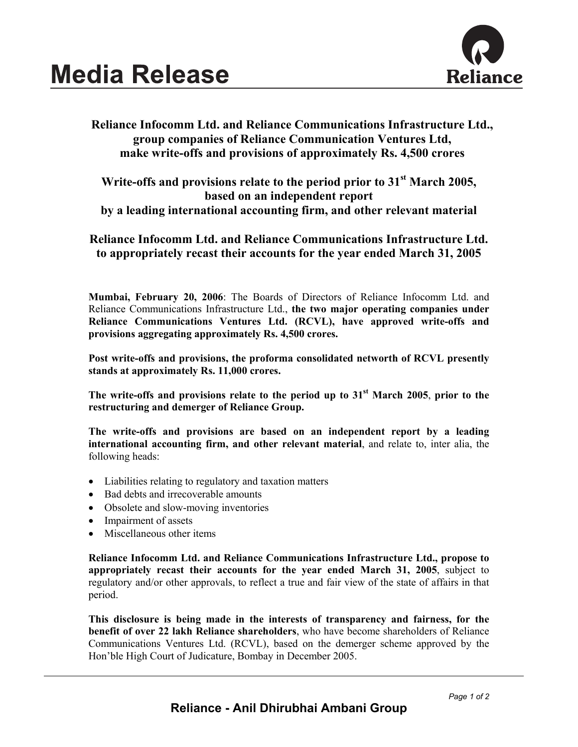# Media Release

**Reliance Infocomm Ltd. and Reliance Communications Infrastructure Ltd., group companies of Reliance Communication Ventures Ltd, make write-offs and provisions of approximately Rs. 4,500 crores**

**Write-offs and provisions relate to the period prior to 31st March 2005, based on an independent report by a leading international accounting firm, and other relevant material**

**Reliance Infocomm Ltd. and Reliance Communications Infrastructure Ltd. to appropriately recast their accounts for the year ended March 31, 2005**

**Mumbai, February 20, 2006**: The Boards of Directors of Reliance Infocomm Ltd. and Reliance Communications Infrastructure Ltd., **the two major operating companies under Reliance Communications Ventures Ltd. (RCVL), have approved write-offs and provisions aggregating approximately Rs. 4,500 crores.**

**Post write-offs and provisions, the proforma consolidated networth of RCVL presently stands at approximately Rs. 11,000 crores.**

**The write-offs and provisions relate to the period up to 31st March 2005, prior to the restructuring and demerger of Reliance Group.**

**The write-offs and provisions are based on an independent report by a leading international accounting firm, and other relevant material**, and relate to, inter alia, the following heads:

- Liabilities relating to regulatory and taxation matters
- Bad debts and irrecoverable amounts
- Obsolete and slow-moving inventories
- Impairment of assets
- Miscellaneous other items

**Reliance Infocomm Ltd. and Reliance Communications Infrastructure Ltd., propose to appropriately recast their accounts for the year ended March 31, 2005**, subject to regulatory and/or other approvals, to reflect a true and fair view of the state of affairs in that period.

**This disclosure is being made in the interests of transparency and fairness, for the benefit of over 22 lakh Reliance shareholders**, who have become shareholders of Reliance Communications Ventures Ltd. (RCVL), based on the demerger scheme approved by the Hon'ble High Court of Judicature, Bombay in December 2005.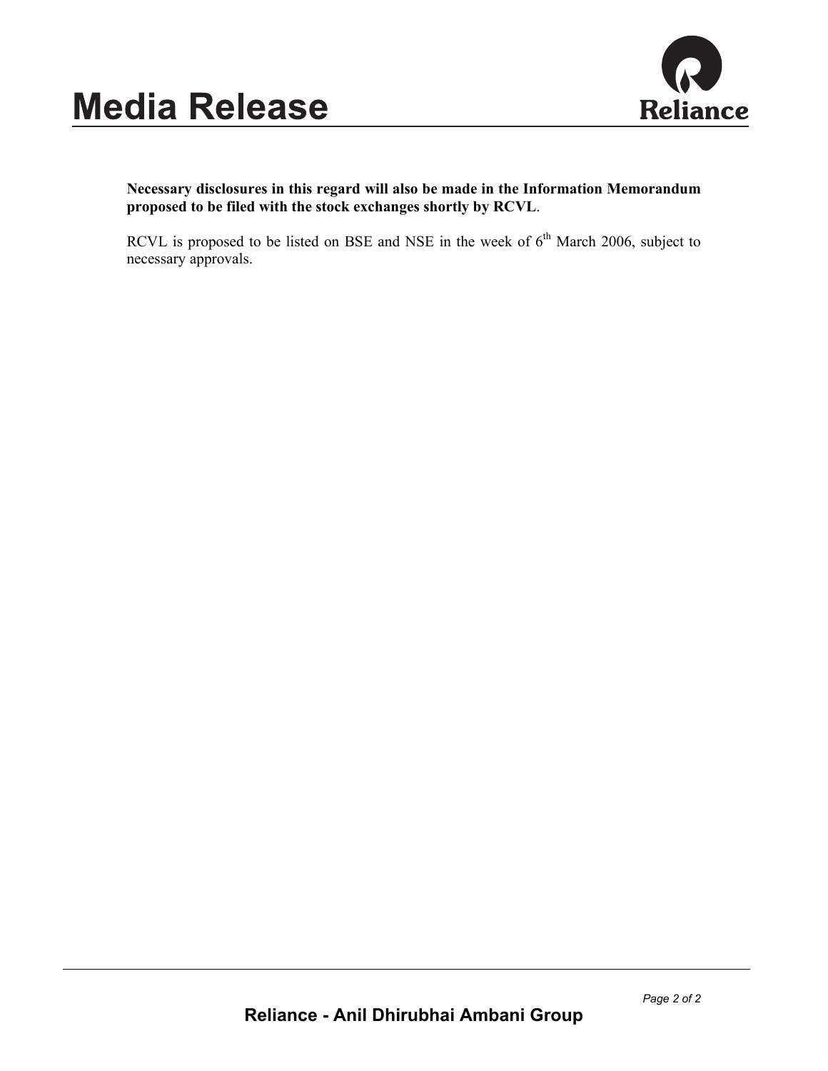**Necessary disclosures in this regard will also be made in the Information Memorandum proposed to be filed with the stock exchanges shortly by RCVL**.

RCVL is proposed to be listed on BSE and NSE in the week of 6th March 2006, subject to necessary approvals.